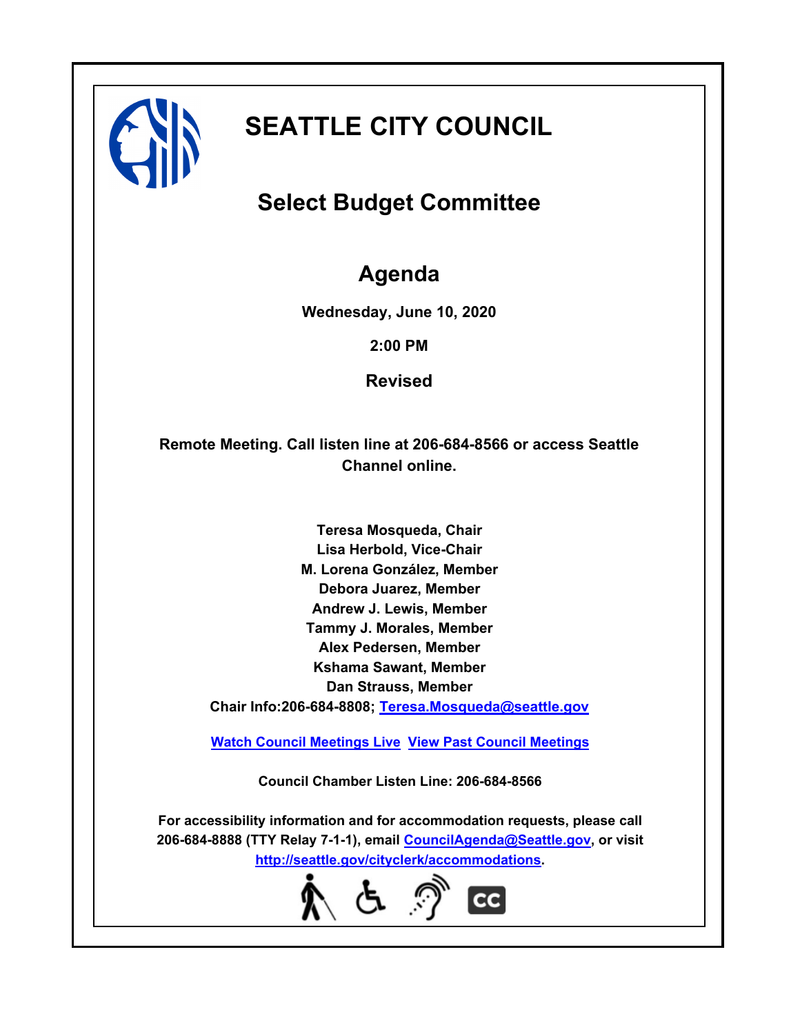# SEATTLE CITY COUNCIL

## Select Budget Committee

## Agenda

**Wednesday, June 10, 2020**

**2:00 PM**

**Revised**

**Remote Meeting. Call listen line at 206-684-8566 or access Seattle Channel online.**

**Teresa Mosqueda, Chair**
**Lisa Herbold, Vice-Chair**
**M. Lorena González, Member**
**Debora Juarez, Member**
**Andrew J. Lewis, Member**
**Tammy J. Morales, Member**
**Alex Pedersen, Member**
**Kshama Sawant, Member**
**Dan Strauss, Member**
**Chair Info:206-684-8808; [Teresa.Mosqueda@seattle.gov](mailto:Teresa.Mosqueda@seattle.gov)**

**[Watch Council Meetings Live](#) [View Past Council Meetings](#)**

**Council Chamber Listen Line: 206-684-8566**

**For accessibility information and for accommodation requests, please call 206-684-8888 (TTY Relay 7-1-1), email [CouncilAgenda@Seattle.gov](mailto:CouncilAgenda@Seattle.gov), or visit [http://seattle.gov/cityclerk/accommodations](http://seattle.gov/cityclerk/accommodations).**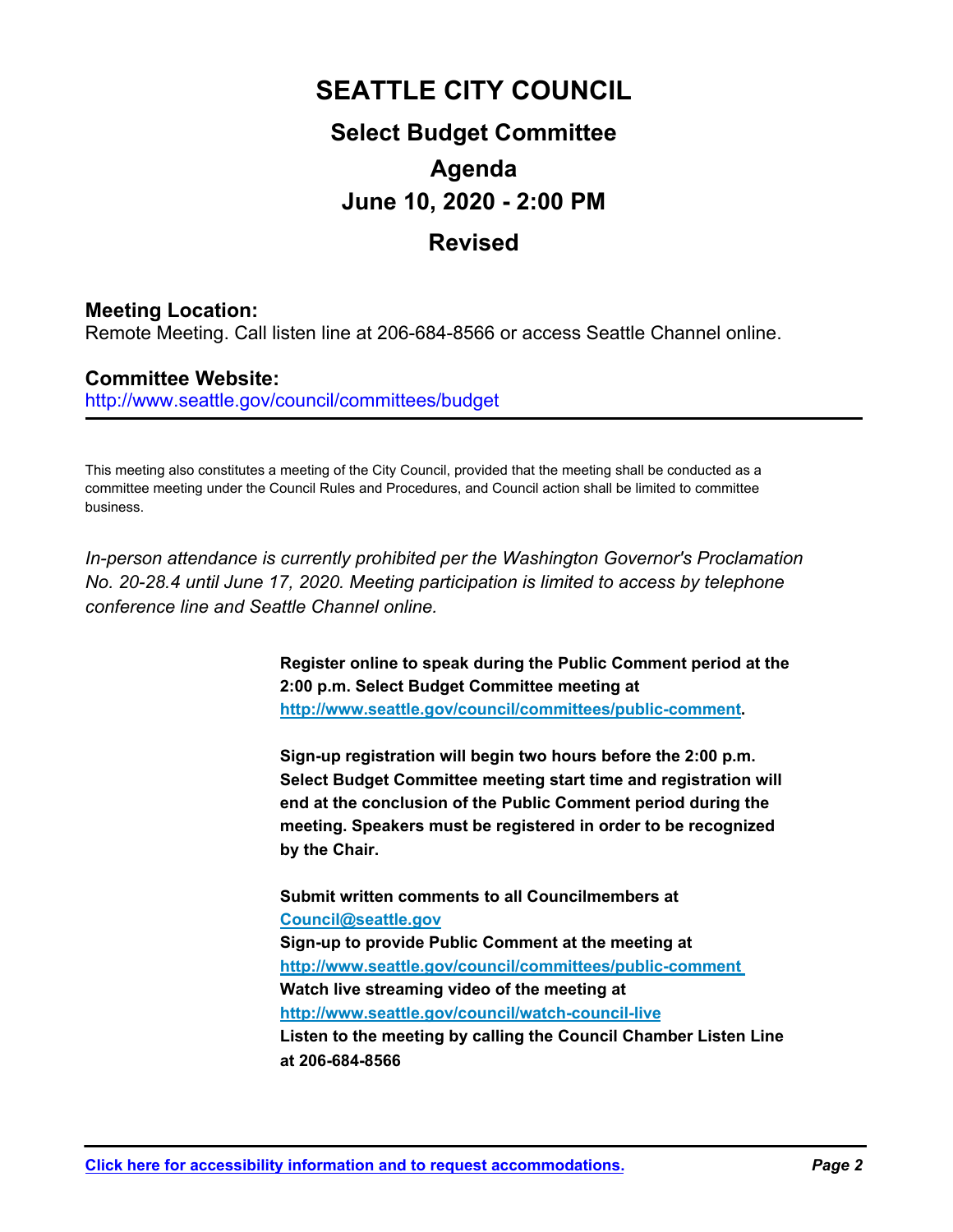# SEATTLE CITY COUNCIL

## Select Budget Committee

## Agenda

## June 10, 2020 - 2:00 PM

## Revised

**Meeting Location:**
Remote Meeting. Call listen line at 206-684-8566 or access Seattle Channel online.

**Committee Website:**
http://www.seattle.gov/council/committees/budget

---

This meeting also constitutes a meeting of the City Council, provided that the meeting shall be conducted as a committee meeting under the Council Rules and Procedures, and Council action shall be limited to committee business.

*In-person attendance is currently prohibited per the Washington Governor's Proclamation No. 20-28.4 until June 17, 2020. Meeting participation is limited to access by telephone conference line and Seattle Channel online.*

**Register online to speak during the Public Comment period at the 2:00 p.m. Select Budget Committee meeting at http://www.seattle.gov/council/committees/public-comment.**

**Sign-up registration will begin two hours before the 2:00 p.m. Select Budget Committee meeting start time and registration will end at the conclusion of the Public Comment period during the meeting. Speakers must be registered in order to be recognized by the Chair.**

**Submit written comments to all Councilmembers at Council@seattle.gov**
**Sign-up to provide Public Comment at the meeting at http://www.seattle.gov/council/committees/public-comment**
**Watch live streaming video of the meeting at http://www.seattle.gov/council/watch-council-live**
**Listen to the meeting by calling the Council Chamber Listen Line at 206-684-8566**

**Click here for accessibility information and to request accommodations.**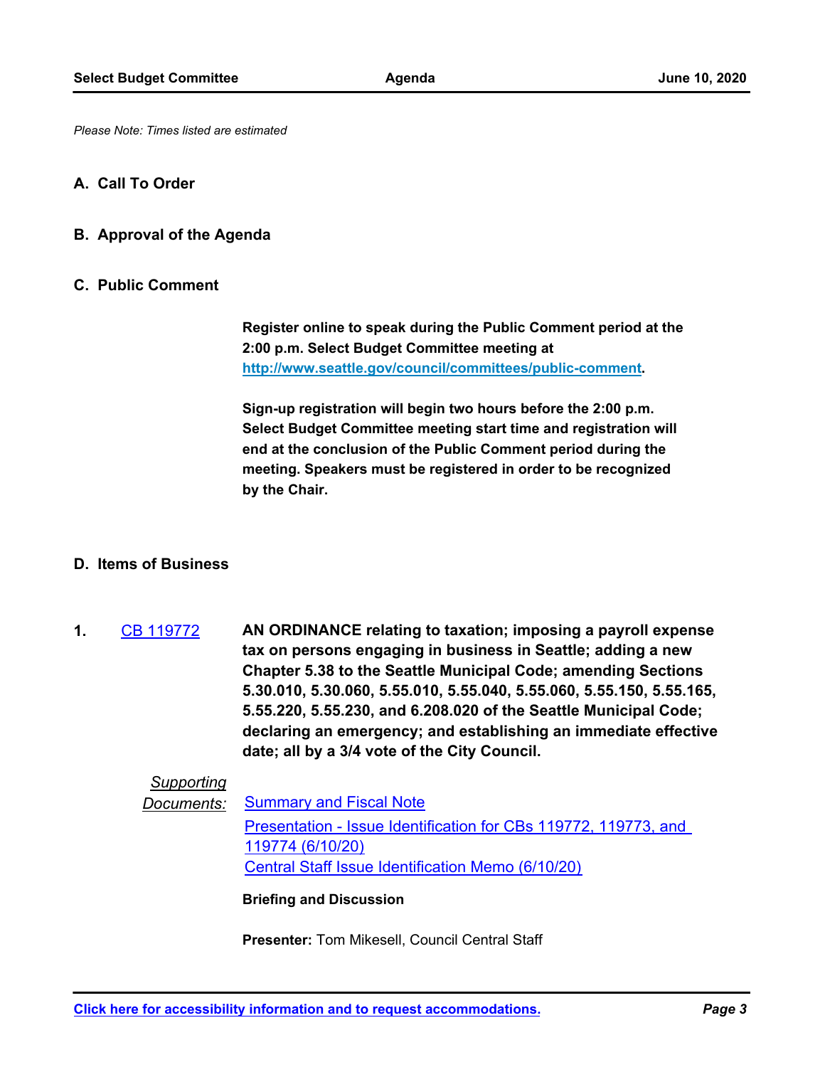*Please Note: Times listed are estimated*

## A. Call To Order

## B. Approval of the Agenda

## C. Public Comment

**Register online to speak during the Public Comment period at the 2:00 p.m. Select Budget Committee meeting at [http://www.seattle.gov/council/committees/public-comment](http://www.seattle.gov/council/committees/public-comment).**

**Sign-up registration will begin two hours before the 2:00 p.m. Select Budget Committee meeting start time and registration will end at the conclusion of the Public Comment period during the meeting. Speakers must be registered in order to be recognized by the Chair.**

## D. Items of Business

**1.** CB 119772 — **AN ORDINANCE relating to taxation; imposing a payroll expense tax on persons engaging in business in Seattle; adding a new Chapter 5.38 to the Seattle Municipal Code; amending Sections 5.30.010, 5.30.060, 5.55.010, 5.55.040, 5.55.060, 5.55.150, 5.55.165, 5.55.220, 5.55.230, and 6.208.020 of the Seattle Municipal Code; declaring an emergency; and establishing an immediate effective date; all by a 3/4 vote of the City Council.**

*Supporting Documents:*
- Summary and Fiscal Note
- Presentation - Issue Identification for CBs 119772, 119773, and 119774 (6/10/20)
- Central Staff Issue Identification Memo (6/10/20)

**Briefing and Discussion**

**Presenter:** Tom Mikesell, Council Central Staff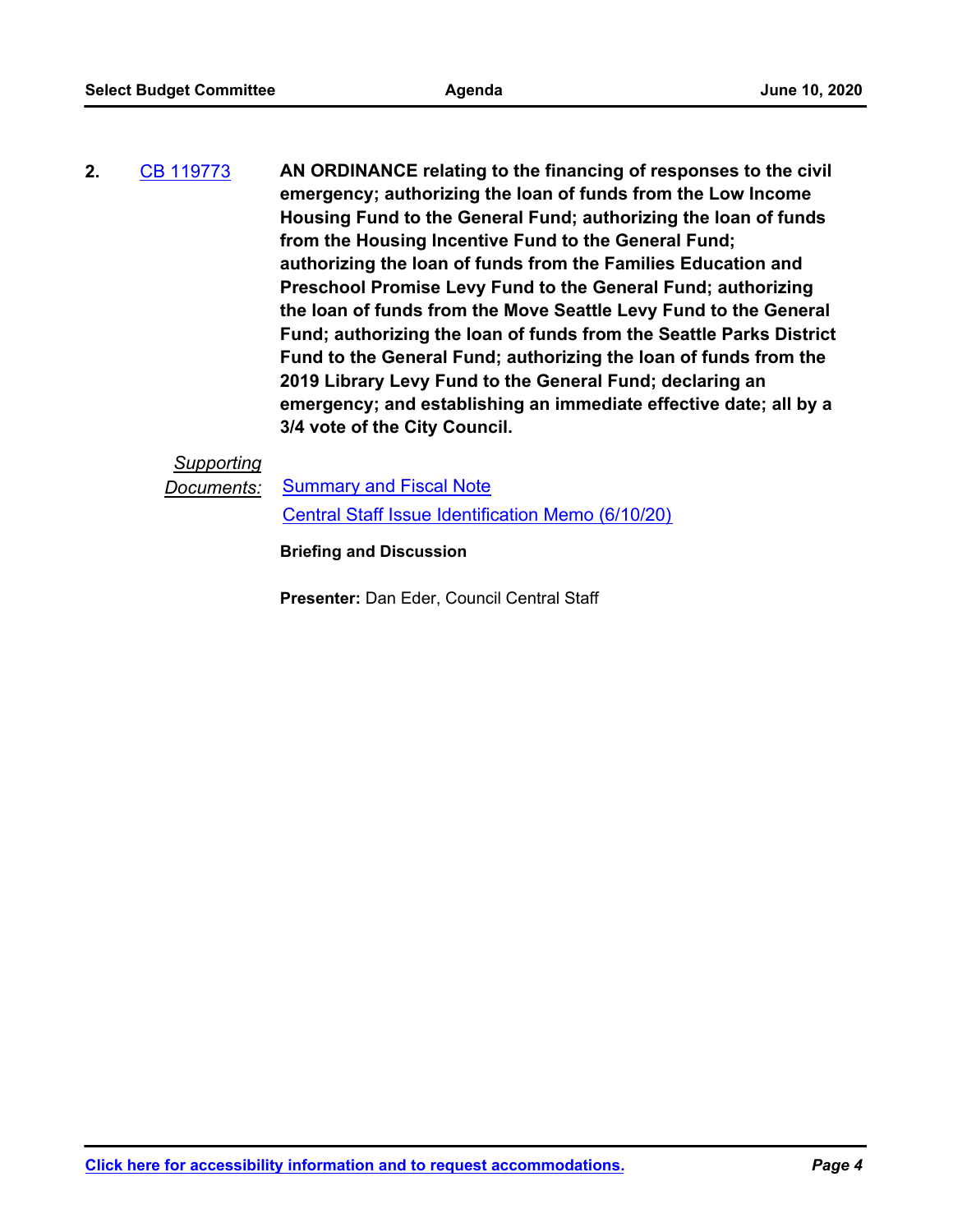**2.** CB 119773 **AN ORDINANCE relating to the financing of responses to the civil emergency; authorizing the loan of funds from the Low Income Housing Fund to the General Fund; authorizing the loan of funds from the Housing Incentive Fund to the General Fund; authorizing the loan of funds from the Families Education and Preschool Promise Levy Fund to the General Fund; authorizing the loan of funds from the Move Seattle Levy Fund to the General Fund; authorizing the loan of funds from the Seattle Parks District Fund to the General Fund; authorizing the loan of funds from the 2019 Library Levy Fund to the General Fund; declaring an emergency; and establishing an immediate effective date; all by a 3/4 vote of the City Council.**

*Supporting Documents:* Summary and Fiscal Note

Central Staff Issue Identification Memo (6/10/20)

**Briefing and Discussion**

**Presenter:** Dan Eder, Council Central Staff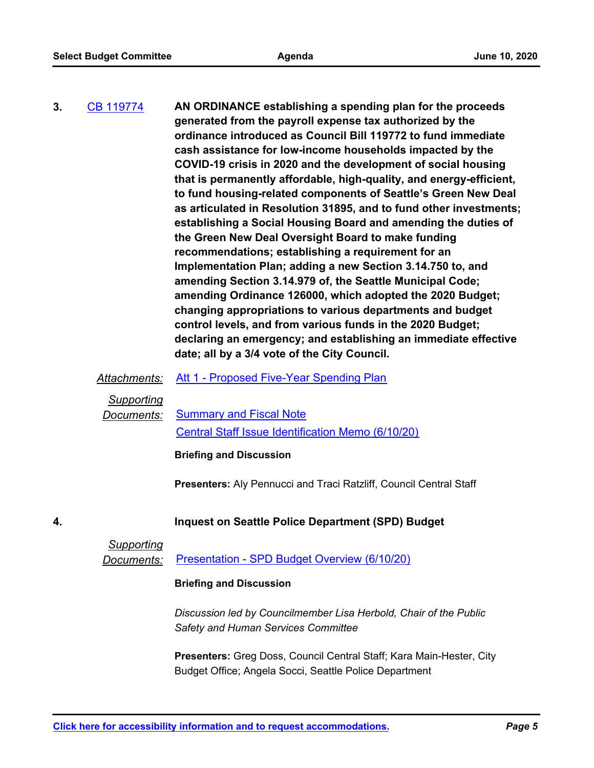**3.** CB 119774 **AN ORDINANCE establishing a spending plan for the proceeds generated from the payroll expense tax authorized by the ordinance introduced as Council Bill 119772 to fund immediate cash assistance for low-income households impacted by the COVID-19 crisis in 2020 and the development of social housing that is permanently affordable, high-quality, and energy-efficient, to fund housing-related components of Seattle's Green New Deal as articulated in Resolution 31895, and to fund other investments; establishing a Social Housing Board and amending the duties of the Green New Deal Oversight Board to make funding recommendations; establishing a requirement for an Implementation Plan; adding a new Section 3.14.750 to, and amending Section 3.14.979 of, the Seattle Municipal Code; amending Ordinance 126000, which adopted the 2020 Budget; changing appropriations to various departments and budget control levels, and from various funds in the 2020 Budget; declaring an emergency; and establishing an immediate effective date; all by a 3/4 vote of the City Council.**

*Attachments:* Att 1 - Proposed Five-Year Spending Plan

*Supporting Documents:* Summary and Fiscal Note
Central Staff Issue Identification Memo (6/10/20)

**Briefing and Discussion**

**Presenters:** Aly Pennucci and Traci Ratzliff, Council Central Staff

**4.** **Inquest on Seattle Police Department (SPD) Budget**

*Supporting Documents:* Presentation - SPD Budget Overview (6/10/20)

**Briefing and Discussion**

*Discussion led by Councilmember Lisa Herbold, Chair of the Public Safety and Human Services Committee*

**Presenters:** Greg Doss, Council Central Staff; Kara Main-Hester, City Budget Office; Angela Socci, Seattle Police Department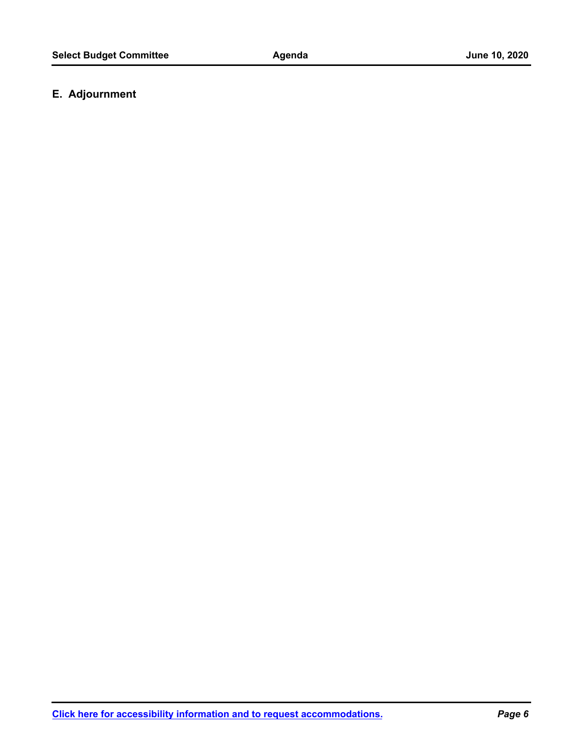## E. Adjournment